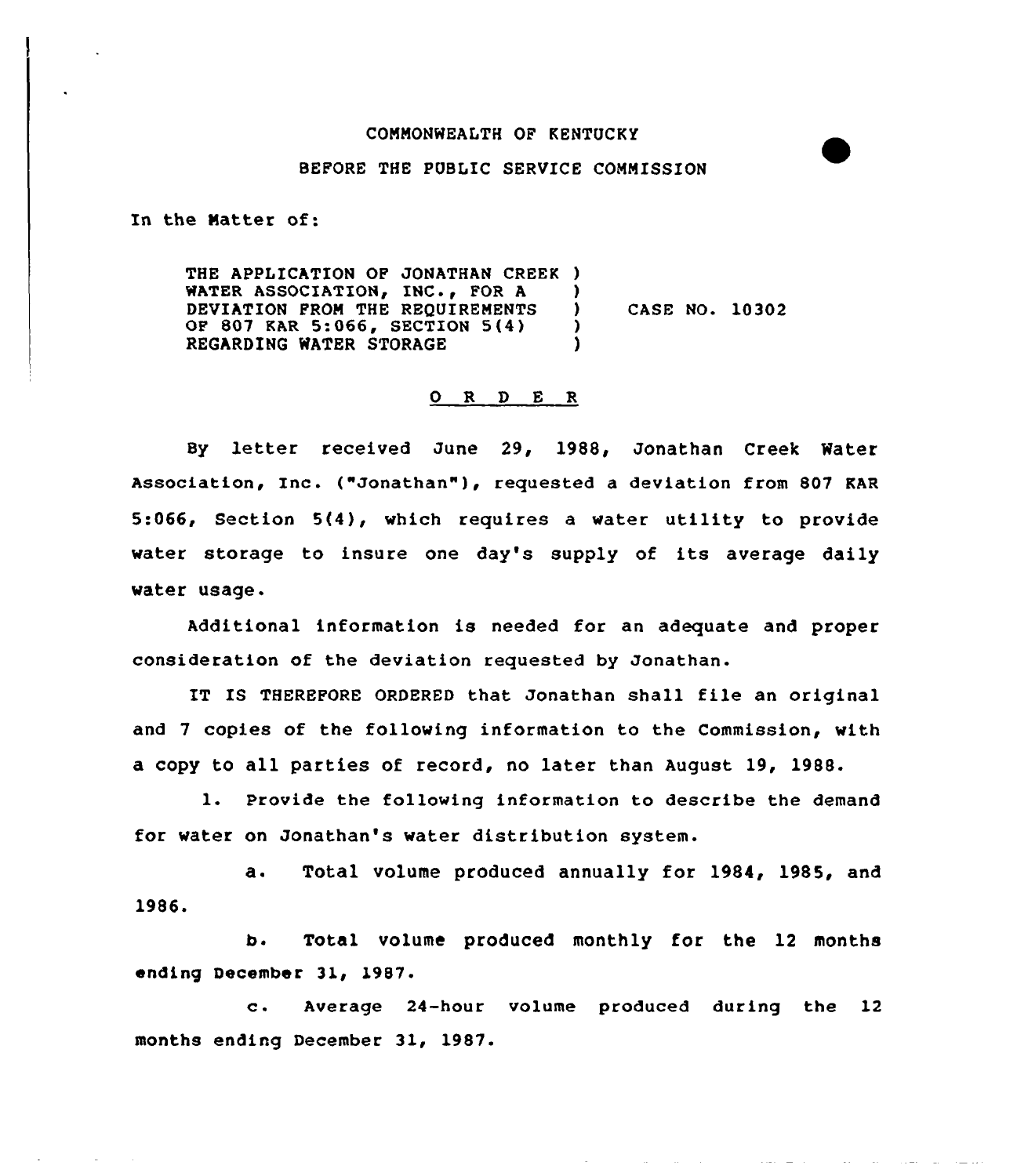COMMONWEALTH OF KENTUCKY

BEFORE THE PUBLIC SERVICE COMMISSION

In the Matter of:

THE APPLICATION OF JONATHAN CREEK WATER ASSOCIATION, INC., FOR A DEVIATION FROM THE REQUIREMENTS OF 807 KAR 5:066, SECTION 5(4) REGARDING WATER STORAGE ) CASE NO. 10302

## O R D E R

By letter received June 29, 1988, Jonathan Creek Water Association, Inc. ("Jonathan"), requested a deviation from 807 KAR 5:066, Section 5(4), which requires a water utility to provide water storage to insure one day's supply of its average daily water usage.

Additional information is needed for an adequate and proper consideration of the deviation requested by Jonathan.

IT IS THEREFORE ORDERED that Jonathan shall file an original and 7 copies of the following information to the Commission, with a copy to all parties of record, no later than August 19, 1988.

1. Provide the following information to describe the demand for water on Jonathan's water distribution system.

   a. Total volume produced annually for 1984, 1985, and 1986.

   b. Total volume produced monthly for the 12 months ending December 31, 1987.

   c. Average 24-hour volume produced during the 12 months ending December 31, 1987.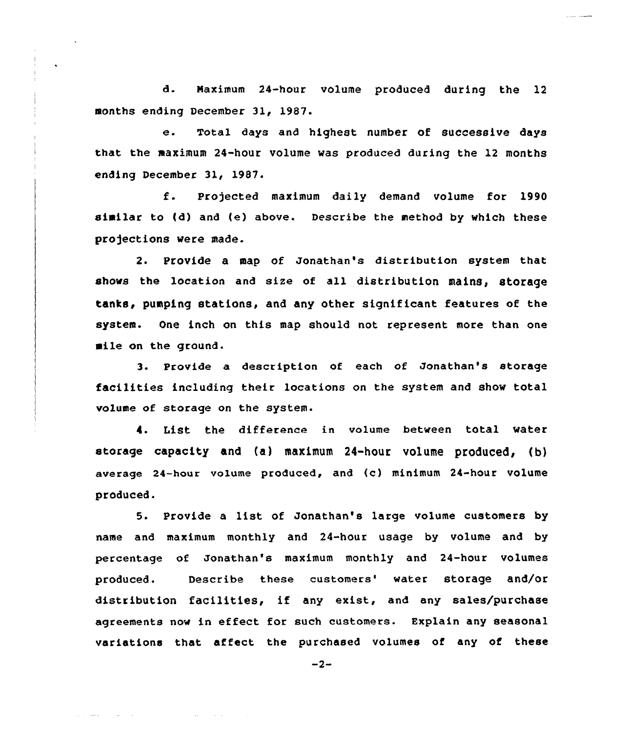d. Maximum 24-hour volume produced during the 12 months ending December 31, 1987.

e. Total days and highest number of successive days that the maximum 24-hour volume was produced during the 12 months ending December 31, 1987.

f. Projected maximum daily demand volume for 1990 similar to (d) and (e) above. Describe the method by which these projections were made.

2. Provide a map of Jonathan's distribution system that shows the location and size of all distribution mains, storage tanks, pumping stations, and any other significant features of the system. One inch on this map should not represent more than one mile on the ground.

3. Provide a description of each of Jonathan's storage facilities including their locations on the system and show total volume of storage on the system.

4. List the difference in volume between total water storage capacity and (a) maximum 24-hour volume produced, (b) average 24-hour volume produced, and (c) minimum 24-hour volume produced.

5. Provide a list of Jonathan's large volume customers by name and maximum monthly and 24-hour usage by volume and by percentage of Jonathan's maximum monthly and 24-hour volumes produced. Describe these customers' water storage and/or distribution facilities, if any exist, and any sales/purchase agreements now in effect for such customers. Explain any seasonal variations that affect the purchased volumes of any of these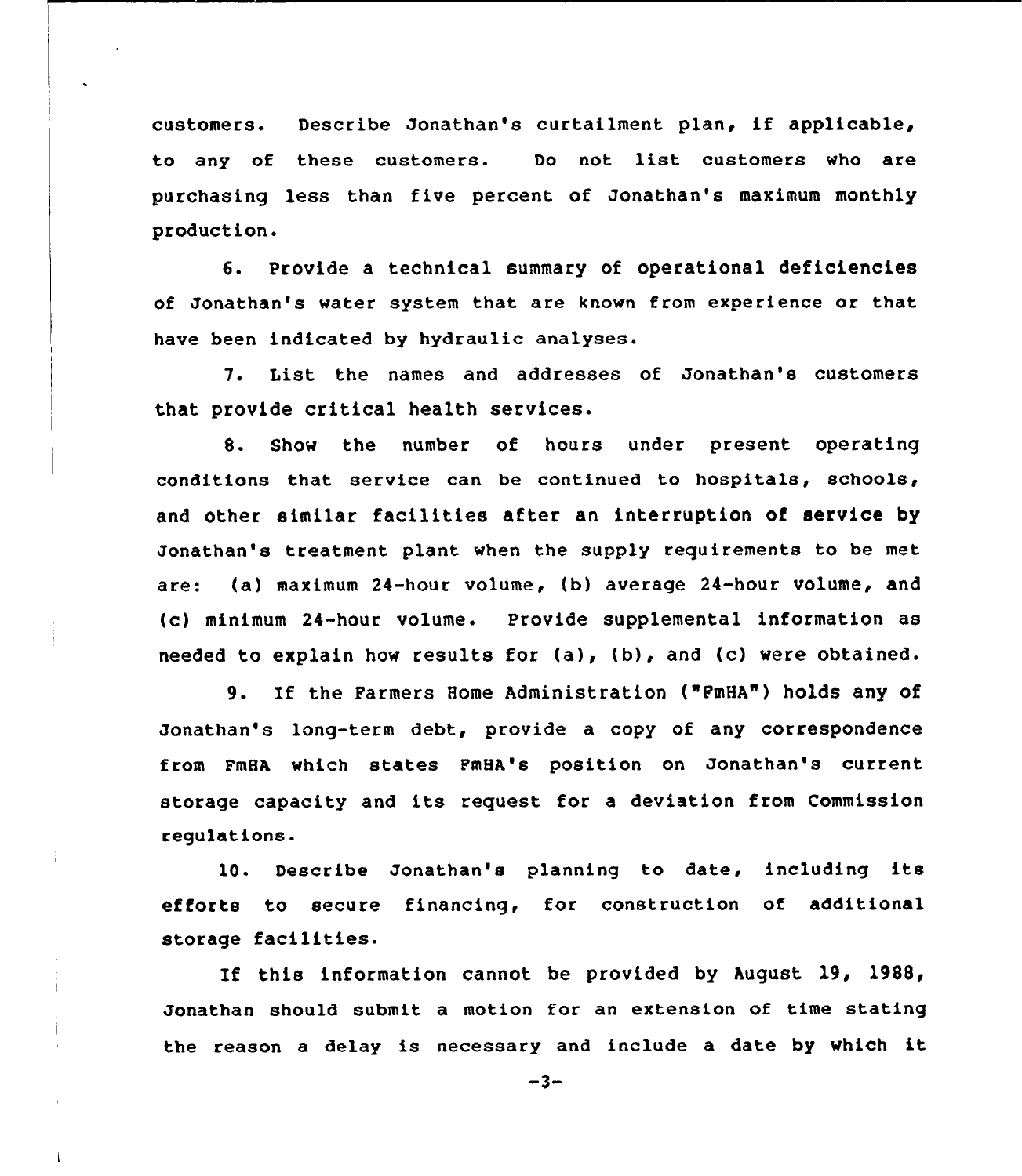customers. Describe Jonathan's curtailment plan, if applicable, to any of these customers. Do not list customers who are purchasing less than five percent of Jonathan's maximum monthly production.

6. Provide a technical summary of operational deficiencies of Jonathan's water system that are known from experience or that have been indicated by hydraulic analyses.

7. List the names and addresses of Jonathan's customers that provide critical health services.

8. Show the number of hours under present operating conditions that service can be continued to hospitals, schools, and other similar facilities after an interruption of service by Jonathan's treatment plant when the supply requirements to be met are: (a) maximum 24-hour volume, (b) average 24-hour volume, and (c) minimum 24-hour volume. Provide supplemental information as needed to explain how results for (a), (b), and (c) were obtained.

9. If the Farmers Home Administration ("FmHA") holds any of Jonathan's long-term debt, provide a copy of any correspondence from FmHA which states FmHA's position on Jonathan's current storage capacity and its request for a deviation from Commission regulations.

10. Describe Jonathan's planning to date, including its efforts to secure financing, for construction of additional storage facilities.

If this information cannot be provided by August 19, 1988, Jonathan should submit a motion for an extension of time stating the reason a delay is necessary and include a date by which it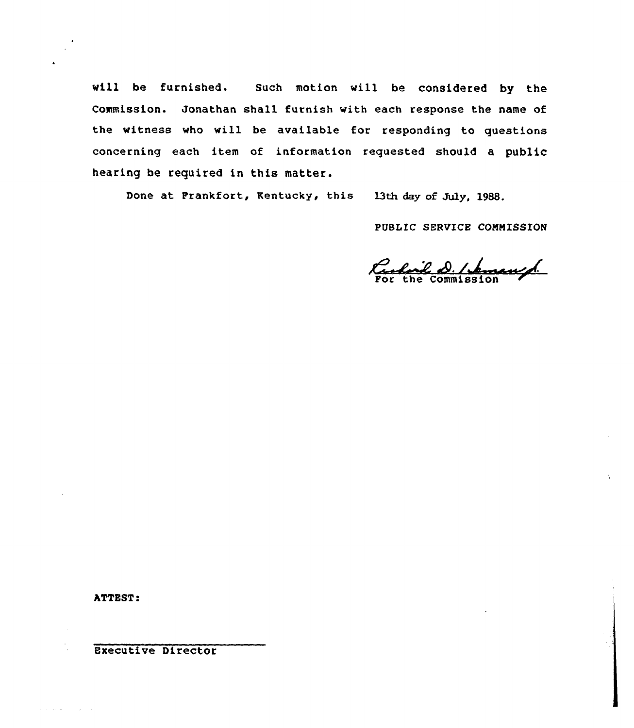will be furnished. Such motion will be considered by the Commission. Jonathan shall furnish with each response the name of the witness who will be available for responding to questions concerning each item of information requested should a public hearing be required in this matter.

Done at Frankfort, Kentucky, this 13th day of July, 1988.

PUBLIC SERVICE COMMISSION

For the Commission

ATTEST:

Executive Director